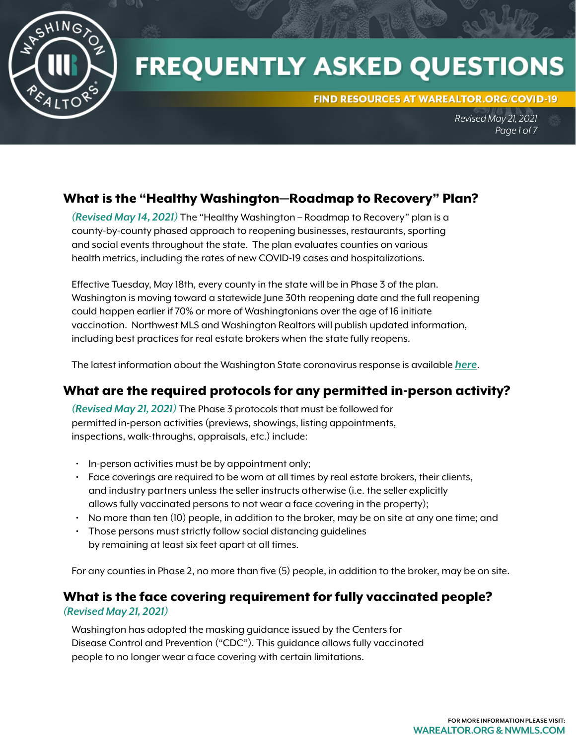# FREQUENTLY ASKED QUESTIONS

FIND RESOURCES AT WAREALTOR.ORG/COVID-19

*Revised May 21, 2021*

## What is the "Healthy Washington—Roadmap to Recovery" Plan?

***(Revised May 14, 2021)*** The "Healthy Washington – Roadmap to Recovery" plan is a county-by-county phased approach to reopening businesses, restaurants, sporting and social events throughout the state. The plan evaluates counties on various health metrics, including the rates of new COVID-19 cases and hospitalizations.

Effective Tuesday, May 18th, every county in the state will be in Phase 3 of the plan. Washington is moving toward a statewide June 30th reopening date and the full reopening could happen earlier if 70% or more of Washingtonians over the age of 16 initiate vaccination. Northwest MLS and Washington Realtors will publish updated information, including best practices for real estate brokers when the state fully reopens.

The latest information about the Washington State coronavirus response is available ***here***.

## What are the required protocols for any permitted in-person activity?

***(Revised May 21, 2021)*** The Phase 3 protocols that must be followed for permitted in-person activities (previews, showings, listing appointments, inspections, walk-throughs, appraisals, etc.) include:

- In-person activities must be by appointment only;
- Face coverings are required to be worn at all times by real estate brokers, their clients, and industry partners unless the seller instructs otherwise (i.e. the seller explicitly allows fully vaccinated persons to not wear a face covering in the property);
- No more than ten (10) people, in addition to the broker, may be on site at any one time; and
- Those persons must strictly follow social distancing guidelines by remaining at least six feet apart at all times.

For any counties in Phase 2, no more than five (5) people, in addition to the broker, may be on site.

## What is the face covering requirement for fully vaccinated people?

***(Revised May 21, 2021)***

Washington has adopted the masking guidance issued by the Centers for Disease Control and Prevention ("CDC"). This guidance allows fully vaccinated people to no longer wear a face covering with certain limitations.

FOR MORE INFORMATION PLEASE VISIT: WAREALTOR.ORG & NWMLS.COM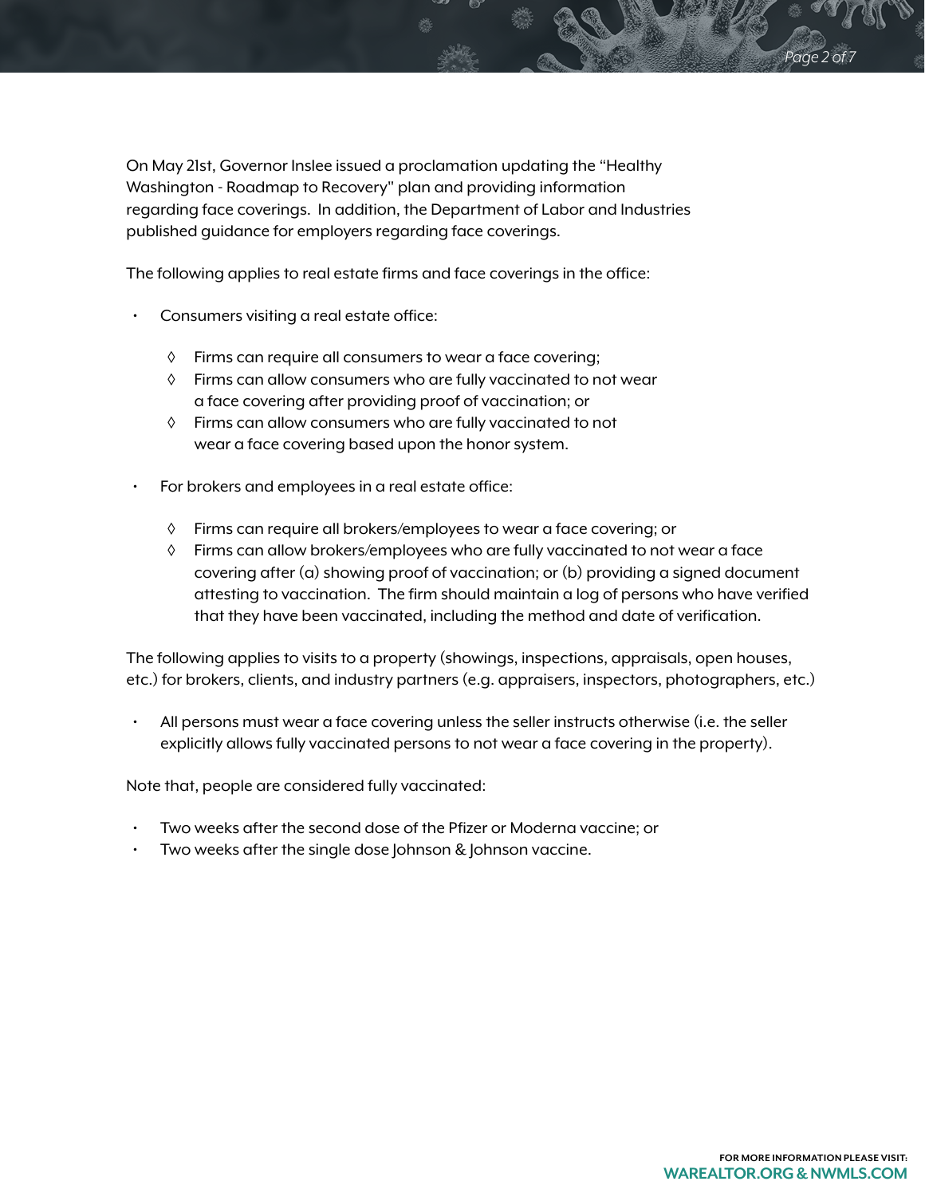On May 21st, Governor Inslee issued a proclamation updating the "Healthy Washington - Roadmap to Recovery" plan and providing information regarding face coverings. In addition, the Department of Labor and Industries published guidance for employers regarding face coverings.

The following applies to real estate firms and face coverings in the office:

- Consumers visiting a real estate office:
  - Firms can require all consumers to wear a face covering;
  - Firms can allow consumers who are fully vaccinated to not wear a face covering after providing proof of vaccination; or
  - Firms can allow consumers who are fully vaccinated to not wear a face covering based upon the honor system.
- For brokers and employees in a real estate office:
  - Firms can require all brokers/employees to wear a face covering; or
  - Firms can allow brokers/employees who are fully vaccinated to not wear a face covering after (a) showing proof of vaccination; or (b) providing a signed document attesting to vaccination. The firm should maintain a log of persons who have verified that they have been vaccinated, including the method and date of verification.

The following applies to visits to a property (showings, inspections, appraisals, open houses, etc.) for brokers, clients, and industry partners (e.g. appraisers, inspectors, photographers, etc.)

- All persons must wear a face covering unless the seller instructs otherwise (i.e. the seller explicitly allows fully vaccinated persons to not wear a face covering in the property).

Note that, people are considered fully vaccinated:

- Two weeks after the second dose of the Pfizer or Moderna vaccine; or
- Two weeks after the single dose Johnson & Johnson vaccine.

FOR MORE INFORMATION PLEASE VISIT:
**WAREALTOR.ORG & NWMLS.COM**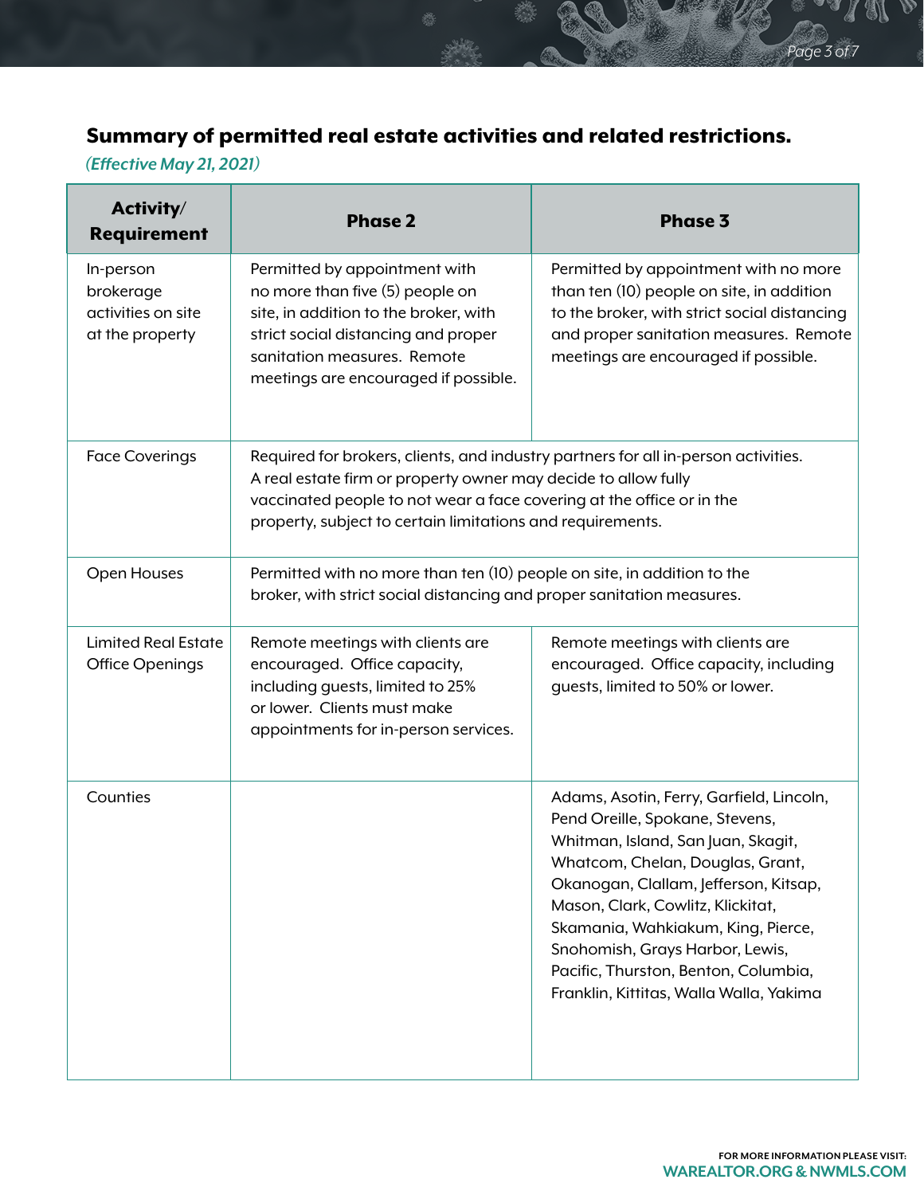## Summary of permitted real estate activities and related restrictions.

*(Effective May 21, 2021)*

| Activity/ Requirement | Phase 2 | Phase 3 |
|---|---|---|
| In-person brokerage activities on site at the property | Permitted by appointment with no more than five (5) people on site, in addition to the broker, with strict social distancing and proper sanitation measures. Remote meetings are encouraged if possible. | Permitted by appointment with no more than ten (10) people on site, in addition to the broker, with strict social distancing and proper sanitation measures. Remote meetings are encouraged if possible. |
| Face Coverings | Required for brokers, clients, and industry partners for all in-person activities. A real estate firm or property owner may decide to allow fully vaccinated people to not wear a face covering at the office or in the property, subject to certain limitations and requirements. | |
| Open Houses | Permitted with no more than ten (10) people on site, in addition to the broker, with strict social distancing and proper sanitation measures. | |
| Limited Real Estate Office Openings | Remote meetings with clients are encouraged. Office capacity, including guests, limited to 25% or lower. Clients must make appointments for in-person services. | Remote meetings with clients are encouraged. Office capacity, including guests, limited to 50% or lower. |
| Counties | | Adams, Asotin, Ferry, Garfield, Lincoln, Pend Oreille, Spokane, Stevens, Whitman, Island, San Juan, Skagit, Whatcom, Chelan, Douglas, Grant, Okanogan, Clallam, Jefferson, Kitsap, Mason, Clark, Cowlitz, Klickitat, Skamania, Wahkiakum, King, Pierce, Snohomish, Grays Harbor, Lewis, Pacific, Thurston, Benton, Columbia, Franklin, Kittitas, Walla Walla, Yakima |

FOR MORE INFORMATION PLEASE VISIT: WAREALTOR.ORG & NWMLS.COM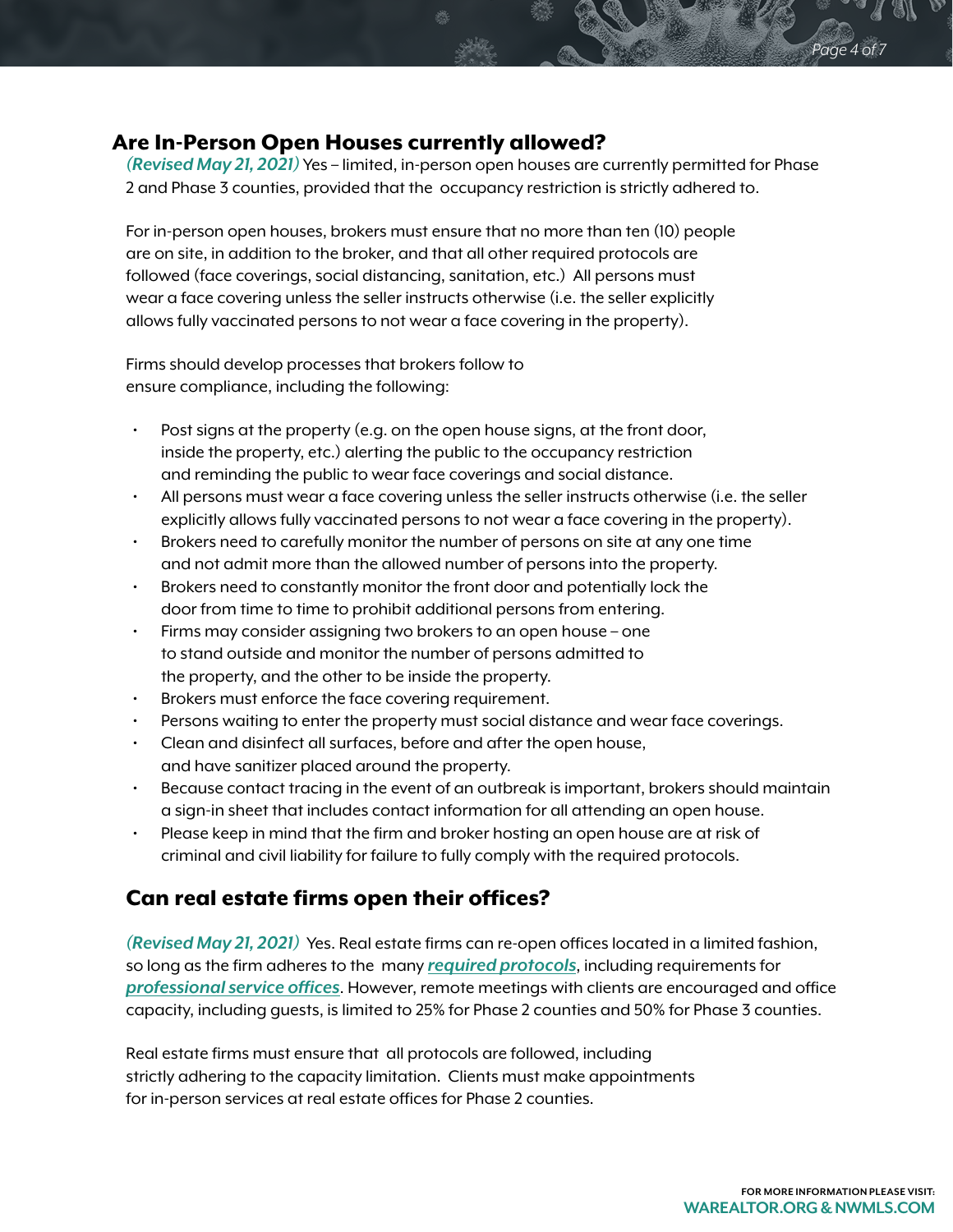## Are In-Person Open Houses currently allowed?

*(Revised May 21, 2021)* Yes – limited, in-person open houses are currently permitted for Phase 2 and Phase 3 counties, provided that the occupancy restriction is strictly adhered to.

For in-person open houses, brokers must ensure that no more than ten (10) people are on site, in addition to the broker, and that all other required protocols are followed (face coverings, social distancing, sanitation, etc.) All persons must wear a face covering unless the seller instructs otherwise (i.e. the seller explicitly allows fully vaccinated persons to not wear a face covering in the property).

Firms should develop processes that brokers follow to ensure compliance, including the following:

- Post signs at the property (e.g. on the open house signs, at the front door, inside the property, etc.) alerting the public to the occupancy restriction and reminding the public to wear face coverings and social distance.
- All persons must wear a face covering unless the seller instructs otherwise (i.e. the seller explicitly allows fully vaccinated persons to not wear a face covering in the property).
- Brokers need to carefully monitor the number of persons on site at any one time and not admit more than the allowed number of persons into the property.
- Brokers need to constantly monitor the front door and potentially lock the door from time to time to prohibit additional persons from entering.
- Firms may consider assigning two brokers to an open house – one to stand outside and monitor the number of persons admitted to the property, and the other to be inside the property.
- Brokers must enforce the face covering requirement.
- Persons waiting to enter the property must social distance and wear face coverings.
- Clean and disinfect all surfaces, before and after the open house, and have sanitizer placed around the property.
- Because contact tracing in the event of an outbreak is important, brokers should maintain a sign-in sheet that includes contact information for all attending an open house.
- Please keep in mind that the firm and broker hosting an open house are at risk of criminal and civil liability for failure to fully comply with the required protocols.

## Can real estate firms open their offices?

*(Revised May 21, 2021)* Yes. Real estate firms can re-open offices located in a limited fashion, so long as the firm adheres to the many ***required protocols***, including requirements for ***professional service offices***. However, remote meetings with clients are encouraged and office capacity, including guests, is limited to 25% for Phase 2 counties and 50% for Phase 3 counties.

Real estate firms must ensure that all protocols are followed, including strictly adhering to the capacity limitation. Clients must make appointments for in-person services at real estate offices for Phase 2 counties.

**FOR MORE INFORMATION PLEASE VISIT:**
**WAREALTOR.ORG & NWMLS.COM**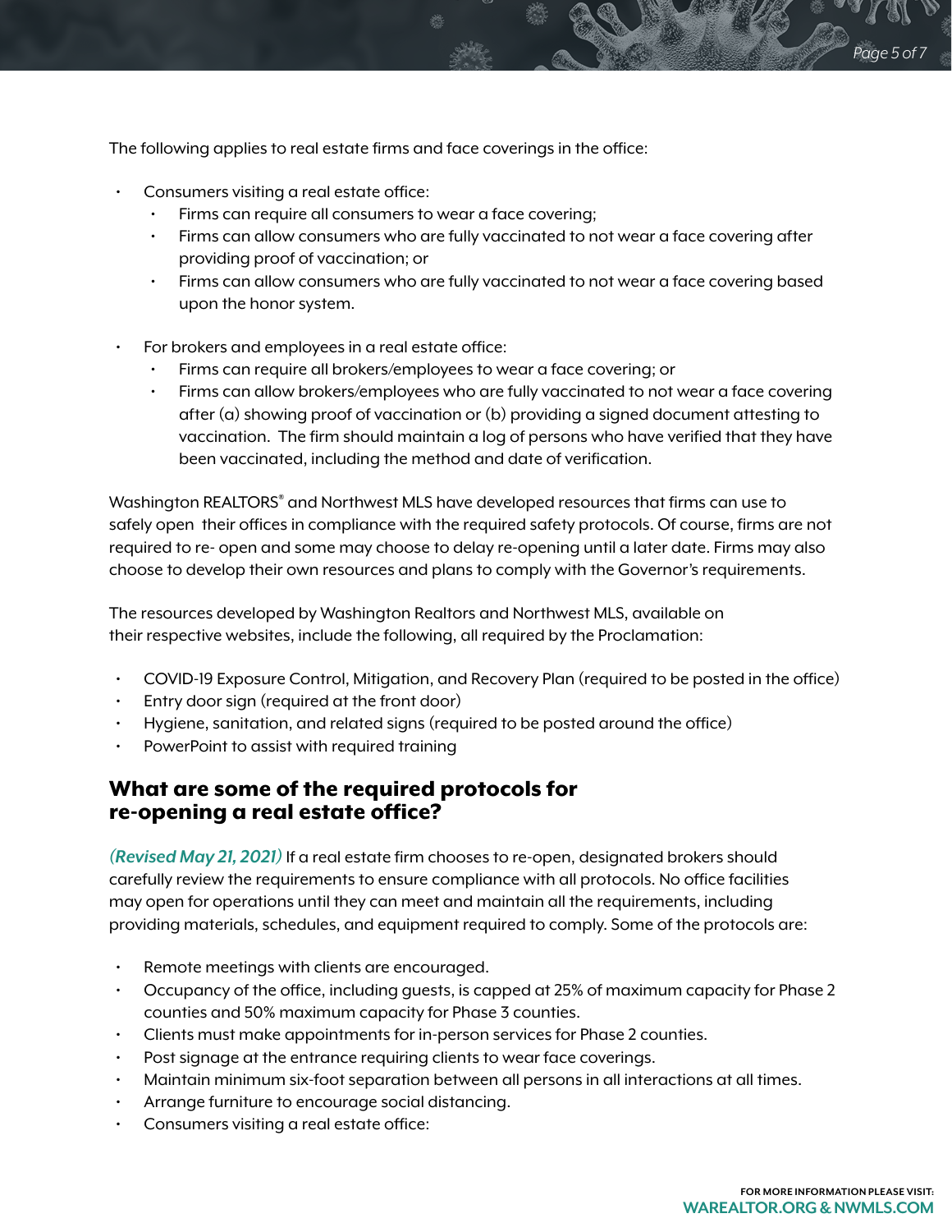The following applies to real estate firms and face coverings in the office:

- Consumers visiting a real estate office:
  - Firms can require all consumers to wear a face covering;
  - Firms can allow consumers who are fully vaccinated to not wear a face covering after providing proof of vaccination; or
  - Firms can allow consumers who are fully vaccinated to not wear a face covering based upon the honor system.

- For brokers and employees in a real estate office:
  - Firms can require all brokers/employees to wear a face covering; or
  - Firms can allow brokers/employees who are fully vaccinated to not wear a face covering after (a) showing proof of vaccination or (b) providing a signed document attesting to vaccination. The firm should maintain a log of persons who have verified that they have been vaccinated, including the method and date of verification.

Washington REALTORS® and Northwest MLS have developed resources that firms can use to safely open their offices in compliance with the required safety protocols. Of course, firms are not required to re- open and some may choose to delay re-opening until a later date. Firms may also choose to develop their own resources and plans to comply with the Governor's requirements.

The resources developed by Washington Realtors and Northwest MLS, available on their respective websites, include the following, all required by the Proclamation:

- COVID-19 Exposure Control, Mitigation, and Recovery Plan (required to be posted in the office)
- Entry door sign (required at the front door)
- Hygiene, sanitation, and related signs (required to be posted around the office)
- PowerPoint to assist with required training

## What are some of the required protocols for re-opening a real estate office?

***(Revised May 21, 2021)*** If a real estate firm chooses to re-open, designated brokers should carefully review the requirements to ensure compliance with all protocols. No office facilities may open for operations until they can meet and maintain all the requirements, including providing materials, schedules, and equipment required to comply. Some of the protocols are:

- Remote meetings with clients are encouraged.
- Occupancy of the office, including guests, is capped at 25% of maximum capacity for Phase 2 counties and 50% maximum capacity for Phase 3 counties.
- Clients must make appointments for in-person services for Phase 2 counties.
- Post signage at the entrance requiring clients to wear face coverings.
- Maintain minimum six-foot separation between all persons in all interactions at all times.
- Arrange furniture to encourage social distancing.
- Consumers visiting a real estate office: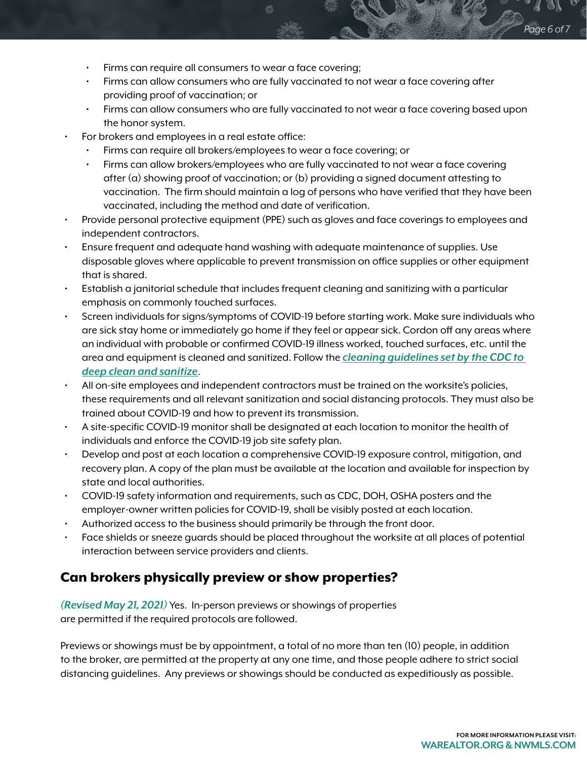- Firms can require all consumers to wear a face covering;
  - Firms can allow consumers who are fully vaccinated to not wear a face covering after providing proof of vaccination; or
  - Firms can allow consumers who are fully vaccinated to not wear a face covering based upon the honor system.
- For brokers and employees in a real estate office:
  - Firms can require all brokers/employees to wear a face covering; or
  - Firms can allow brokers/employees who are fully vaccinated to not wear a face covering after (a) showing proof of vaccination; or (b) providing a signed document attesting to vaccination. The firm should maintain a log of persons who have verified that they have been vaccinated, including the method and date of verification.
- Provide personal protective equipment (PPE) such as gloves and face coverings to employees and independent contractors.
- Ensure frequent and adequate hand washing with adequate maintenance of supplies. Use disposable gloves where applicable to prevent transmission on office supplies or other equipment that is shared.
- Establish a janitorial schedule that includes frequent cleaning and sanitizing with a particular emphasis on commonly touched surfaces.
- Screen individuals for signs/symptoms of COVID-19 before starting work. Make sure individuals who are sick stay home or immediately go home if they feel or appear sick. Cordon off any areas where an individual with probable or confirmed COVID-19 illness worked, touched surfaces, etc. until the area and equipment is cleaned and sanitized. Follow the ***cleaning guidelines set by the CDC to deep clean and sanitize***.
- All on-site employees and independent contractors must be trained on the worksite's policies, these requirements and all relevant sanitization and social distancing protocols. They must also be trained about COVID-19 and how to prevent its transmission.
- A site-specific COVID-19 monitor shall be designated at each location to monitor the health of individuals and enforce the COVID-19 job site safety plan.
- Develop and post at each location a comprehensive COVID-19 exposure control, mitigation, and recovery plan. A copy of the plan must be available at the location and available for inspection by state and local authorities.
- COVID-19 safety information and requirements, such as CDC, DOH, OSHA posters and the employer-owner written policies for COVID-19, shall be visibly posted at each location.
- Authorized access to the business should primarily be through the front door.
- Face shields or sneeze guards should be placed throughout the worksite at all places of potential interaction between service providers and clients.

## Can brokers physically preview or show properties?

***(Revised May 21, 2021)*** Yes. In-person previews or showings of properties are permitted if the required protocols are followed.

Previews or showings must be by appointment, a total of no more than ten (10) people, in addition to the broker, are permitted at the property at any one time, and those people adhere to strict social distancing guidelines. Any previews or showings should be conducted as expeditiously as possible.

FOR MORE INFORMATION PLEASE VISIT:
**WAREALTOR.ORG & NWMLS.COM**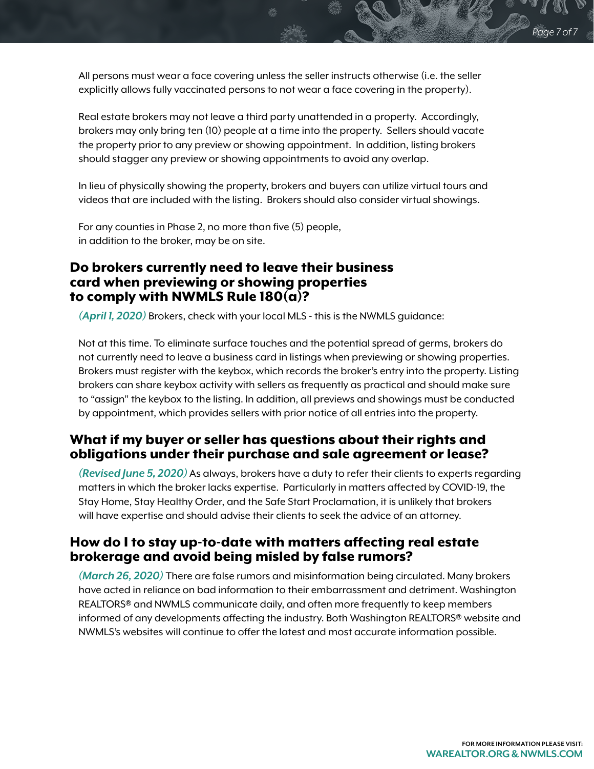All persons must wear a face covering unless the seller instructs otherwise (i.e. the seller explicitly allows fully vaccinated persons to not wear a face covering in the property).

Real estate brokers may not leave a third party unattended in a property. Accordingly, brokers may only bring ten (10) people at a time into the property. Sellers should vacate the property prior to any preview or showing appointment. In addition, listing brokers should stagger any preview or showing appointments to avoid any overlap.

In lieu of physically showing the property, brokers and buyers can utilize virtual tours and videos that are included with the listing. Brokers should also consider virtual showings.

For any counties in Phase 2, no more than five (5) people, in addition to the broker, may be on site.

## Do brokers currently need to leave their business card when previewing or showing properties to comply with NWMLS Rule 180(a)?

***(April 1, 2020)*** Brokers, check with your local MLS - this is the NWMLS guidance:

Not at this time. To eliminate surface touches and the potential spread of germs, brokers do not currently need to leave a business card in listings when previewing or showing properties. Brokers must register with the keybox, which records the broker's entry into the property. Listing brokers can share keybox activity with sellers as frequently as practical and should make sure to "assign" the keybox to the listing. In addition, all previews and showings must be conducted by appointment, which provides sellers with prior notice of all entries into the property.

## What if my buyer or seller has questions about their rights and obligations under their purchase and sale agreement or lease?

***(Revised June 5, 2020)*** As always, brokers have a duty to refer their clients to experts regarding matters in which the broker lacks expertise. Particularly in matters affected by COVID-19, the Stay Home, Stay Healthy Order, and the Safe Start Proclamation, it is unlikely that brokers will have expertise and should advise their clients to seek the advice of an attorney.

## How do I to stay up-to-date with matters affecting real estate brokerage and avoid being misled by false rumors?

***(March 26, 2020)*** There are false rumors and misinformation being circulated. Many brokers have acted in reliance on bad information to their embarrassment and detriment. Washington REALTORS® and NWMLS communicate daily, and often more frequently to keep members informed of any developments affecting the industry. Both Washington REALTORS® website and NWMLS's websites will continue to offer the latest and most accurate information possible.

FOR MORE INFORMATION PLEASE VISIT:
**WAREALTOR.ORG & NWMLS.COM**